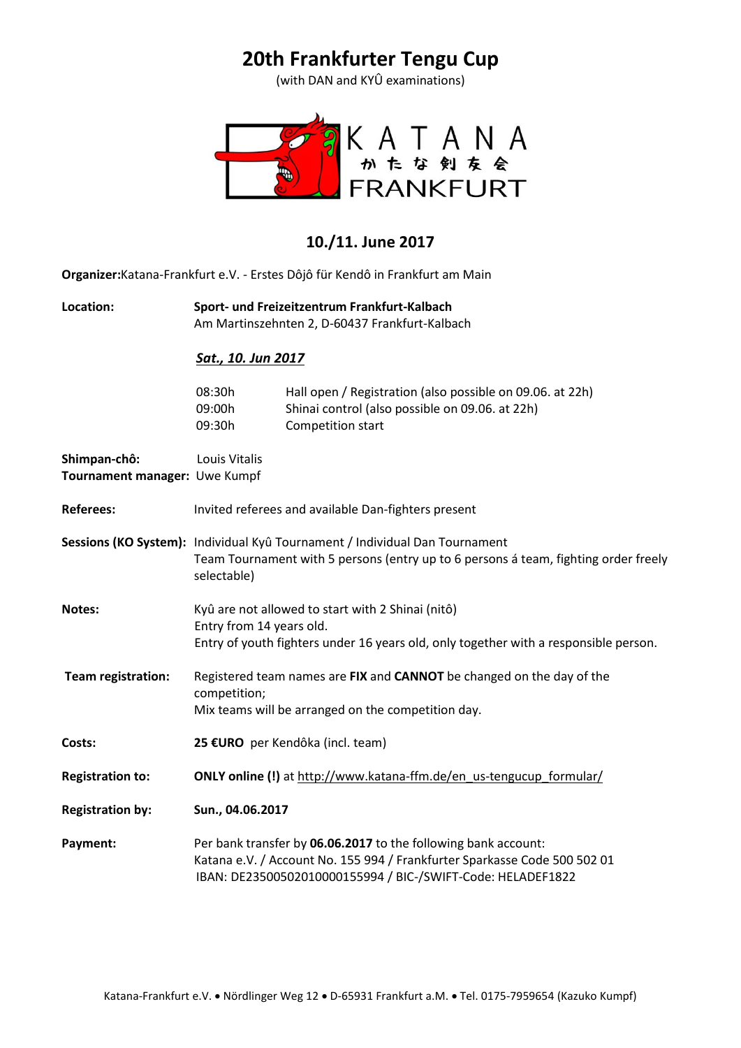# 20th Frankfurter Tengu Cup

(with DAN and KYÛ examinations)

KATANA
かたな剣友会
FRANKFURT

## 10./11. June 2017

**Organizer:** Katana-Frankfurt e.V. - Erstes Dôjô für Kendô in Frankfurt am Main

**Location:** **Sport- und Freizeitzentrum Frankfurt-Kalbach**
Am Martinszehnten 2, D-60437 Frankfurt-Kalbach

***Sat., 10. Jun 2017***

| | |
|---|---|
| 08:30h | Hall open / Registration (also possible on 09.06. at 22h) |
| 09:00h | Shinai control (also possible on 09.06. at 22h) |
| 09:30h | Competition start |

**Shimpan-chô:** Louis Vitalis
**Tournament manager:** Uwe Kumpf

**Referees:** Invited referees and available Dan-fighters present

**Sessions (KO System):** Individual Kyû Tournament / Individual Dan Tournament
Team Tournament with 5 persons (entry up to 6 persons á team, fighting order freely selectable)

**Notes:** Kyû are not allowed to start with 2 Shinai (nitô)
Entry from 14 years old.
Entry of youth fighters under 16 years old, only together with a responsible person.

**Team registration:** Registered team names are **FIX** and **CANNOT** be changed on the day of the competition;
Mix teams will be arranged on the competition day.

**Costs:** **25 €URO** per Kendôka (incl. team)

**Registration to:** **ONLY online (!)** at http://www.katana-ffm.de/en_us-tengucup_formular/

**Registration by:** **Sun., 04.06.2017**

**Payment:** Per bank transfer by **06.06.2017** to the following bank account:
Katana e.V. / Account No. 155 994 / Frankfurter Sparkasse Code 500 502 01
IBAN: DE23500502010000155994 / BIC-/SWIFT-Code: HELADEF1822

Katana-Frankfurt e.V. • Nördlinger Weg 12 • D-65931 Frankfurt a.M. • Tel. 0175-7959654 (Kazuko Kumpf)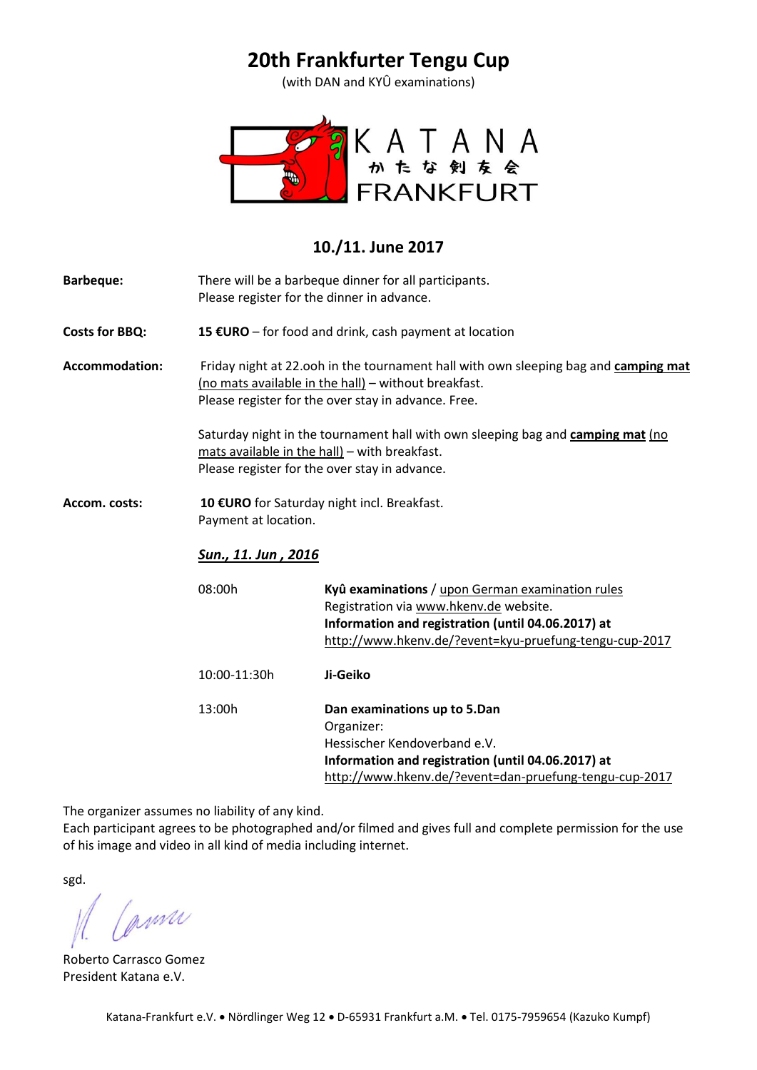# 20th Frankfurter Tengu Cup

(with DAN and KYÛ examinations)

KATANA
かたな剣友会
FRANKFURT

## 10./11. June 2017

**Barbeque:** There will be a barbeque dinner for all participants.
Please register for the dinner in advance.

**Costs for BBQ:** **15 €URO** – for food and drink, cash payment at location

**Accommodation:** Friday night at 22.ooh in the tournament hall with own sleeping bag and **camping mat** (no mats available in the hall) – without breakfast.
Please register for the over stay in advance. Free.

Saturday night in the tournament hall with own sleeping bag and **camping mat** (no mats available in the hall) – with breakfast.
Please register for the over stay in advance.

**Accom. costs:** **10 €URO** for Saturday night incl. Breakfast.
Payment at location.

***Sun., 11. Jun , 2016***

| | |
|---|---|
| 08:00h | **Kyû examinations** / upon German examination rules<br>Registration via www.hkenv.de website.<br>**Information and registration (until 04.06.2017) at**<br>http://www.hkenv.de/?event=kyu-pruefung-tengu-cup-2017 |
| 10:00-11:30h | **Ji-Geiko** |
| 13:00h | **Dan examinations up to 5.Dan**<br>Organizer:<br>Hessischer Kendoverband e.V.<br>**Information and registration (until 04.06.2017) at**<br>http://www.hkenv.de/?event=dan-pruefung-tengu-cup-2017 |

The organizer assumes no liability of any kind.
Each participant agrees to be photographed and/or filmed and gives full and complete permission for the use of his image and video in all kind of media including internet.

sgd.

Roberto Carrasco Gomez
President Katana e.V.

Katana-Frankfurt e.V. • Nördlinger Weg 12 • D-65931 Frankfurt a.M. • Tel. 0175-7959654 (Kazuko Kumpf)